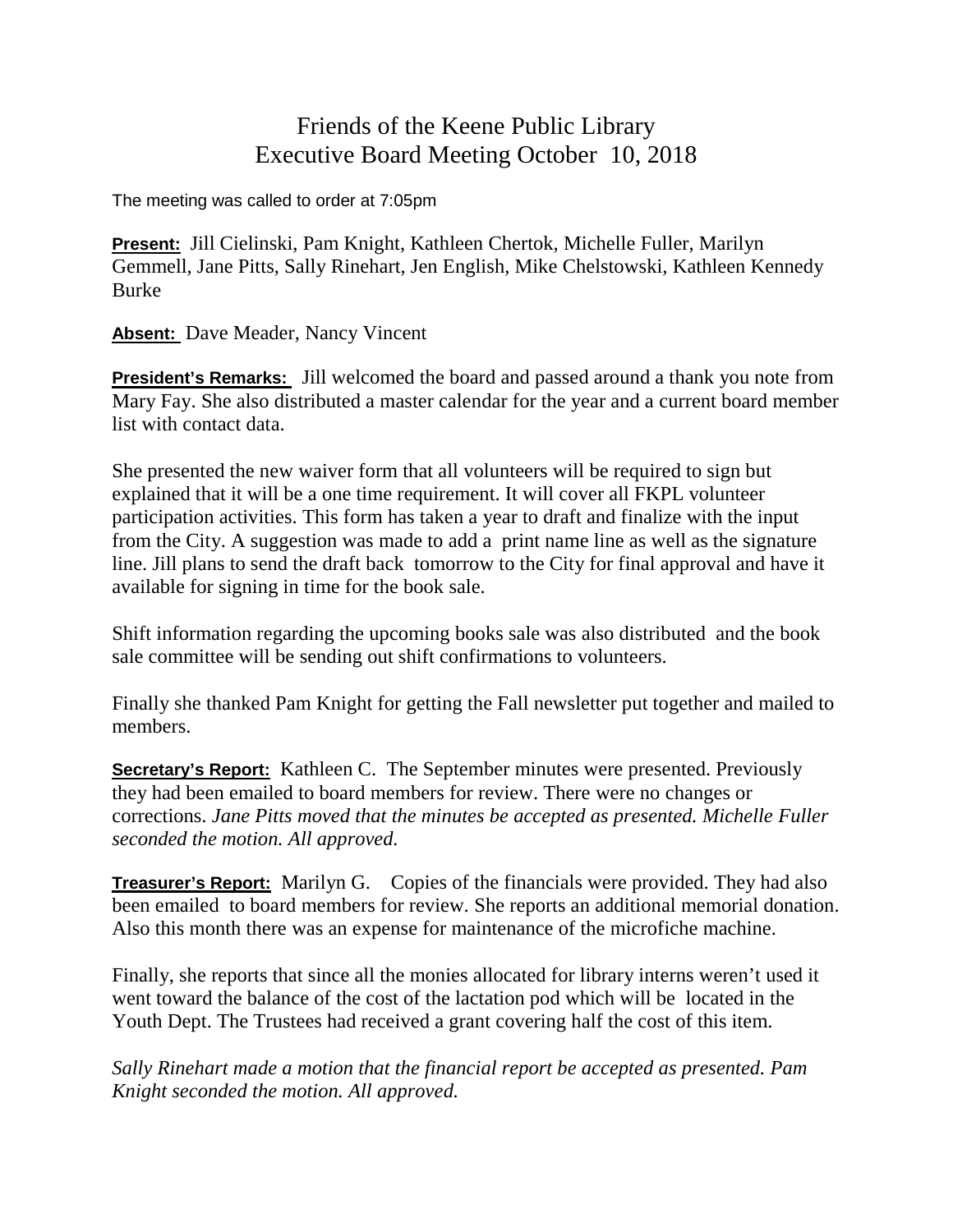# Friends of the Keene Public Library
# Executive Board Meeting October 10, 2018

The meeting was called to order at 7:05pm

**Present:** Jill Cielinski, Pam Knight, Kathleen Chertok, Michelle Fuller, Marilyn Gemmell, Jane Pitts, Sally Rinehart, Jen English, Mike Chelstowski, Kathleen Kennedy Burke

**Absent:** Dave Meader, Nancy Vincent

**President's Remarks:** Jill welcomed the board and passed around a thank you note from Mary Fay. She also distributed a master calendar for the year and a current board member list with contact data.

She presented the new waiver form that all volunteers will be required to sign but explained that it will be a one time requirement. It will cover all FKPL volunteer participation activities. This form has taken a year to draft and finalize with the input from the City. A suggestion was made to add a print name line as well as the signature line. Jill plans to send the draft back tomorrow to the City for final approval and have it available for signing in time for the book sale.

Shift information regarding the upcoming books sale was also distributed and the book sale committee will be sending out shift confirmations to volunteers.

Finally she thanked Pam Knight for getting the Fall newsletter put together and mailed to members.

**Secretary's Report:** Kathleen C. The September minutes were presented. Previously they had been emailed to board members for review. There were no changes or corrections. *Jane Pitts moved that the minutes be accepted as presented. Michelle Fuller seconded the motion. All approved.*

**Treasurer's Report:** Marilyn G. Copies of the financials were provided. They had also been emailed to board members for review. She reports an additional memorial donation. Also this month there was an expense for maintenance of the microfiche machine.

Finally, she reports that since all the monies allocated for library interns weren't used it went toward the balance of the cost of the lactation pod which will be located in the Youth Dept. The Trustees had received a grant covering half the cost of this item.

*Sally Rinehart made a motion that the financial report be accepted as presented. Pam Knight seconded the motion. All approved.*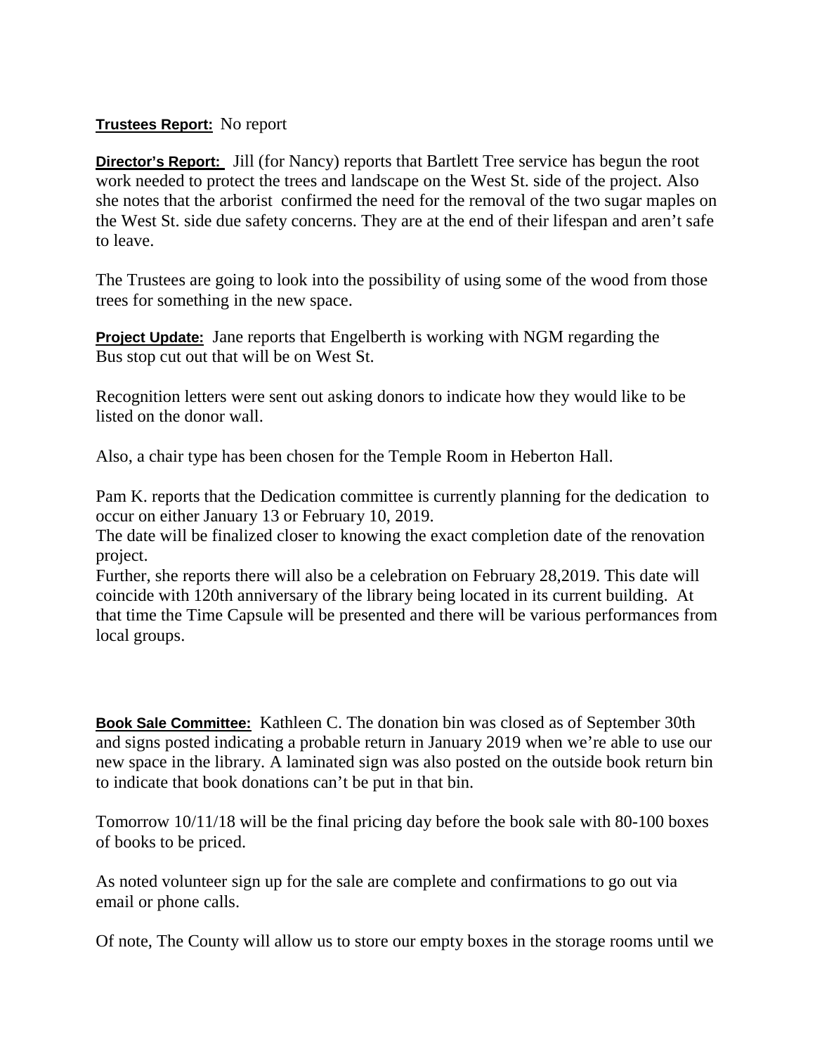**Trustees Report:** No report

**Director's Report:** Jill (for Nancy) reports that Bartlett Tree service has begun the root work needed to protect the trees and landscape on the West St. side of the project. Also she notes that the arborist confirmed the need for the removal of the two sugar maples on the West St. side due safety concerns. They are at the end of their lifespan and aren't safe to leave.

The Trustees are going to look into the possibility of using some of the wood from those trees for something in the new space.

**Project Update:** Jane reports that Engelberth is working with NGM regarding the Bus stop cut out that will be on West St.

Recognition letters were sent out asking donors to indicate how they would like to be listed on the donor wall.

Also, a chair type has been chosen for the Temple Room in Heberton Hall.

Pam K. reports that the Dedication committee is currently planning for the dedication to occur on either January 13 or February 10, 2019.
The date will be finalized closer to knowing the exact completion date of the renovation project.
Further, she reports there will also be a celebration on February 28,2019. This date will coincide with 120th anniversary of the library being located in its current building. At that time the Time Capsule will be presented and there will be various performances from local groups.

**Book Sale Committee:** Kathleen C. The donation bin was closed as of September 30th and signs posted indicating a probable return in January 2019 when we're able to use our new space in the library. A laminated sign was also posted on the outside book return bin to indicate that book donations can't be put in that bin.

Tomorrow 10/11/18 will be the final pricing day before the book sale with 80-100 boxes of books to be priced.

As noted volunteer sign up for the sale are complete and confirmations to go out via email or phone calls.

Of note, The County will allow us to store our empty boxes in the storage rooms until we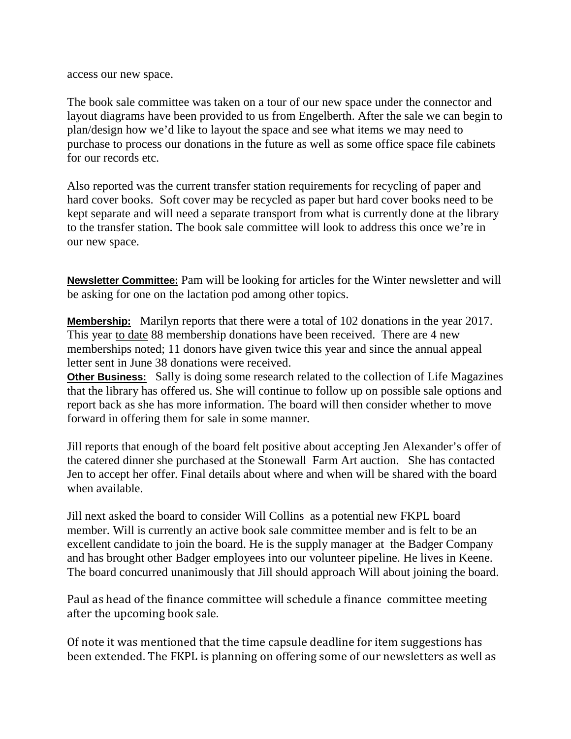access our new space.

The book sale committee was taken on a tour of our new space under the connector and layout diagrams have been provided to us from Engelberth. After the sale we can begin to plan/design how we'd like to layout the space and see what items we may need to purchase to process our donations in the future as well as some office space file cabinets for our records etc.

Also reported was the current transfer station requirements for recycling of paper and hard cover books. Soft cover may be recycled as paper but hard cover books need to be kept separate and will need a separate transport from what is currently done at the library to the transfer station. The book sale committee will look to address this once we're in our new space.

**Newsletter Committee:** Pam will be looking for articles for the Winter newsletter and will be asking for one on the lactation pod among other topics.

**Membership:** Marilyn reports that there were a total of 102 donations in the year 2017. This year to date 88 membership donations have been received. There are 4 new memberships noted; 11 donors have given twice this year and since the annual appeal letter sent in June 38 donations were received.

**Other Business:** Sally is doing some research related to the collection of Life Magazines that the library has offered us. She will continue to follow up on possible sale options and report back as she has more information. The board will then consider whether to move forward in offering them for sale in some manner.

Jill reports that enough of the board felt positive about accepting Jen Alexander's offer of the catered dinner she purchased at the Stonewall Farm Art auction. She has contacted Jen to accept her offer. Final details about where and when will be shared with the board when available.

Jill next asked the board to consider Will Collins as a potential new FKPL board member. Will is currently an active book sale committee member and is felt to be an excellent candidate to join the board. He is the supply manager at the Badger Company and has brought other Badger employees into our volunteer pipeline. He lives in Keene. The board concurred unanimously that Jill should approach Will about joining the board.

Paul as head of the finance committee will schedule a finance committee meeting after the upcoming book sale.

Of note it was mentioned that the time capsule deadline for item suggestions has been extended. The FKPL is planning on offering some of our newsletters as well as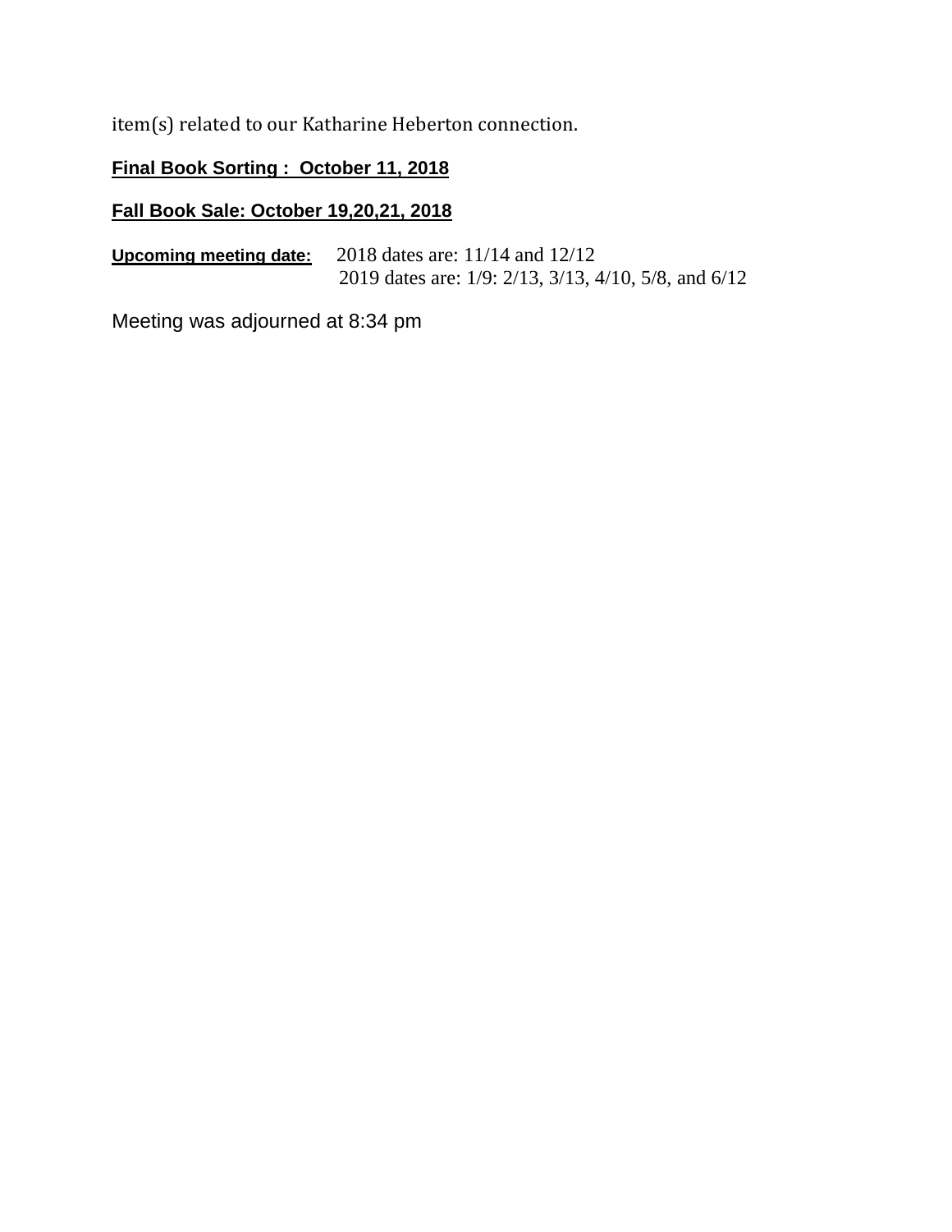item(s) related to our Katharine Heberton connection.

**Final Book Sorting : October 11, 2018**

**Fall Book Sale: October 19,20,21, 2018**

**Upcoming meeting date:** 2018 dates are: 11/14 and 12/12
2019 dates are: 1/9: 2/13, 3/13, 4/10, 5/8, and 6/12

Meeting was adjourned at 8:34 pm